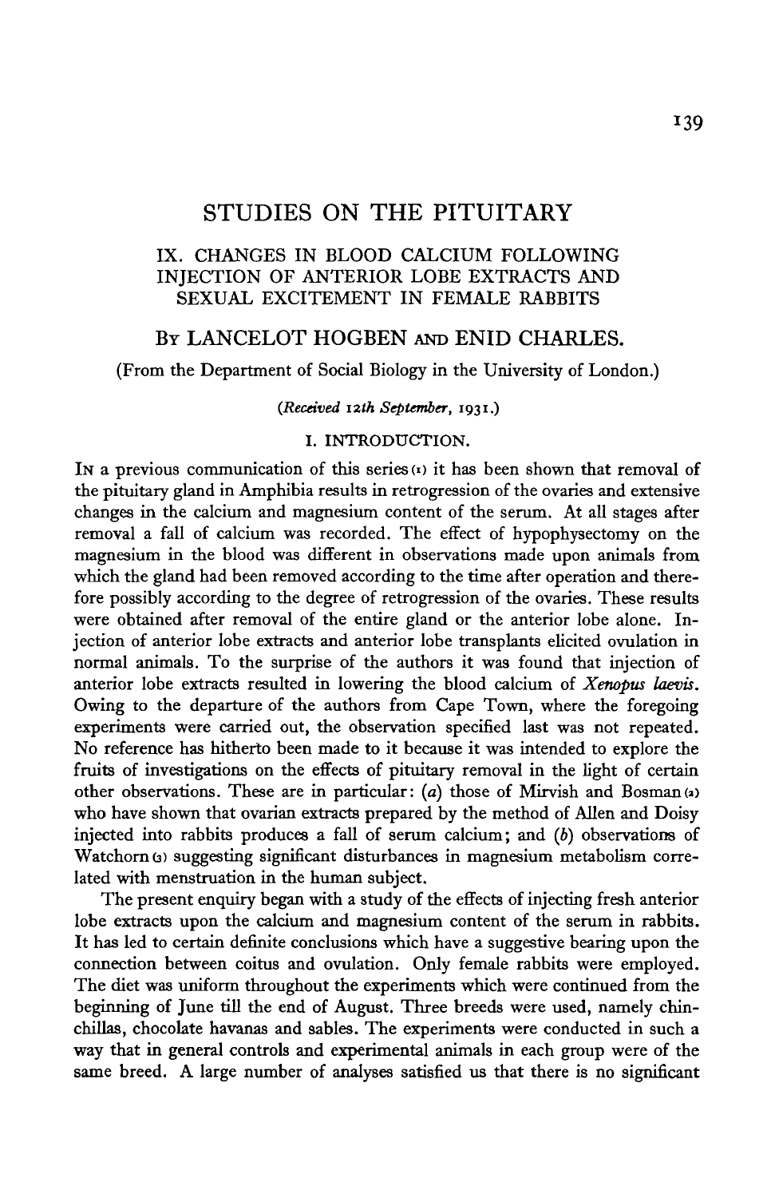# STUDIES ON THE PITUITARY

## IX. CHANGES IN BLOOD CALCIUM FOLLOWING INJECTION OF ANTERIOR LOBE EXTRACTS AND SEXUAL EXCITEMENT IN FEMALE RABBITS

By LANCELOT HOGBEN and ENID CHARLES.

(From the Department of Social Biology in the University of London.)

(*Received 12th September*, 1931.)

### I. INTRODUCTION.

In a previous communication of this series (1) it has been shown that removal of the pituitary gland in Amphibia results in retrogression of the ovaries and extensive changes in the calcium and magnesium content of the serum. At all stages after removal a fall of calcium was recorded. The effect of hypophysectomy on the magnesium in the blood was different in observations made upon animals from which the gland had been removed according to the time after operation and therefore possibly according to the degree of retrogression of the ovaries. These results were obtained after removal of the entire gland or the anterior lobe alone. Injection of anterior lobe extracts and anterior lobe transplants elicited ovulation in normal animals. To the surprise of the authors it was found that injection of anterior lobe extracts resulted in lowering the blood calcium of *Xenopus laevis*. Owing to the departure of the authors from Cape Town, where the foregoing experiments were carried out, the observation specified last was not repeated. No reference has hitherto been made to it because it was intended to explore the fruits of investigations on the effects of pituitary removal in the light of certain other observations. These are in particular: (*a*) those of Mirvish and Bosman (2) who have shown that ovarian extracts prepared by the method of Allen and Doisy injected into rabbits produces a fall of serum calcium; and (*b*) observations of Watchorn (3) suggesting significant disturbances in magnesium metabolism correlated with menstruation in the human subject.

The present enquiry began with a study of the effects of injecting fresh anterior lobe extracts upon the calcium and magnesium content of the serum in rabbits. It has led to certain definite conclusions which have a suggestive bearing upon the connection between coitus and ovulation. Only female rabbits were employed. The diet was uniform throughout the experiments which were continued from the beginning of June till the end of August. Three breeds were used, namely chinchillas, chocolate havanas and sables. The experiments were conducted in such a way that in general controls and experimental animals in each group were of the same breed. A large number of analyses satisfied us that there is no significant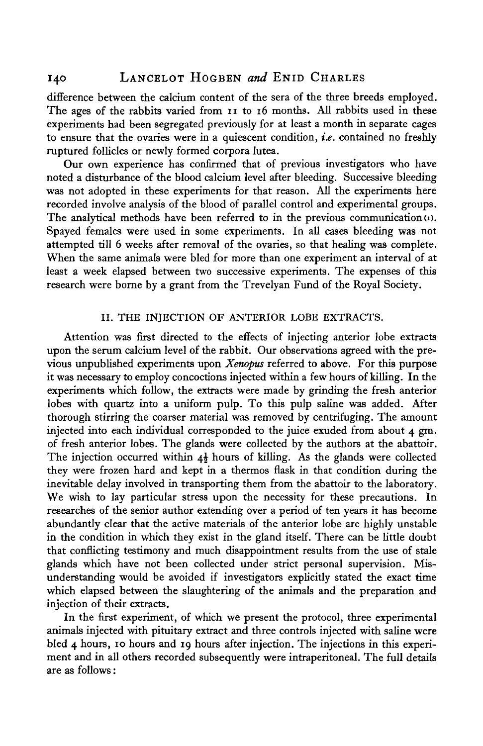difference between the calcium content of the sera of the three breeds employed. The ages of the rabbits varied from 11 to 16 months. All rabbits used in these experiments had been segregated previously for at least a month in separate cages to ensure that the ovaries were in a quiescent condition, *i.e.* contained no freshly ruptured follicles or newly formed corpora lutea.

Our own experience has confirmed that of previous investigators who have noted a disturbance of the blood calcium level after bleeding. Successive bleeding was not adopted in these experiments for that reason. All the experiments here recorded involve analysis of the blood of parallel control and experimental groups. The analytical methods have been referred to in the previous communication (1). Spayed females were used in some experiments. In all cases bleeding was not attempted till 6 weeks after removal of the ovaries, so that healing was complete. When the same animals were bled for more than one experiment an interval of at least a week elapsed between two successive experiments. The expenses of this research were borne by a grant from the Trevelyan Fund of the Royal Society.

## II. THE INJECTION OF ANTERIOR LOBE EXTRACTS.

Attention was first directed to the effects of injecting anterior lobe extracts upon the serum calcium level of the rabbit. Our observations agreed with the previous unpublished experiments upon *Xenopus* referred to above. For this purpose it was necessary to employ concoctions injected within a few hours of killing. In the experiments which follow, the extracts were made by grinding the fresh anterior lobes with quartz into a uniform pulp. To this pulp saline was added. After thorough stirring the coarser material was removed by centrifuging. The amount injected into each individual corresponded to the juice exuded from about 4 gm. of fresh anterior lobes. The glands were collected by the authors at the abattoir. The injection occurred within $4\frac{1}{2}$ hours of killing. As the glands were collected they were frozen hard and kept in a thermos flask in that condition during the inevitable delay involved in transporting them from the abattoir to the laboratory. We wish to lay particular stress upon the necessity for these precautions. In researches of the senior author extending over a period of ten years it has become abundantly clear that the active materials of the anterior lobe are highly unstable in the condition in which they exist in the gland itself. There can be little doubt that conflicting testimony and much disappointment results from the use of stale glands which have not been collected under strict personal supervision. Misunderstanding would be avoided if investigators explicitly stated the exact time which elapsed between the slaughtering of the animals and the preparation and injection of their extracts.

In the first experiment, of which we present the protocol, three experimental animals injected with pituitary extract and three controls injected with saline were bled 4 hours, 10 hours and 19 hours after injection. The injections in this experiment and in all others recorded subsequently were intraperitoneal. The full details are as follows: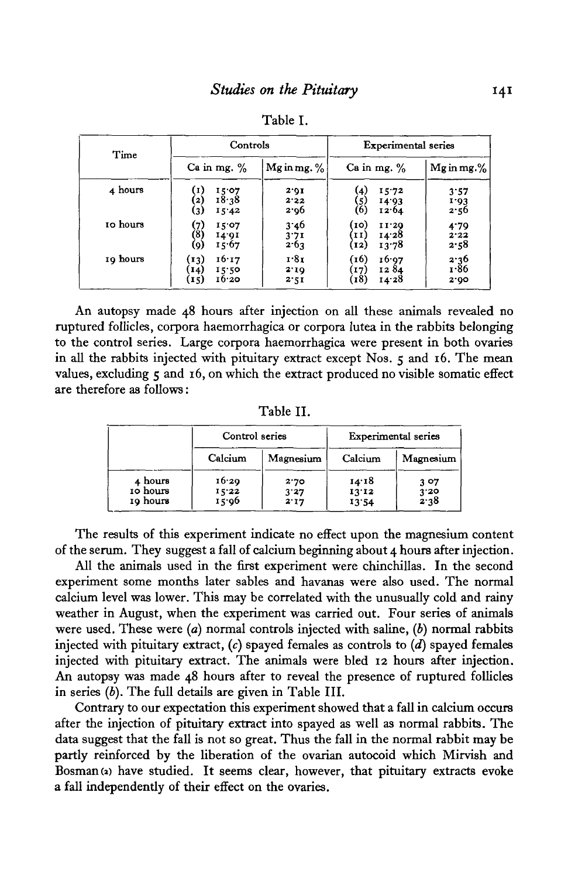Table I.

| Time | Controls | | Experimental series | |
|---|---|---|---|---|
| | Ca in mg. % | Mg in mg. % | Ca in mg. % | Mg in mg. % |
| 4 hours | (1) 15·07 | 2·91 | (4) 15·72 | 3·57 |
| | (2) 18·38 | 2·22 | (5) 14·93 | 1·93 |
| | (3) 15·42 | 2·96 | (6) 12·64 | 2·56 |
| 10 hours | (7) 15·07 | 3·46 | (10) 11·29 | 4·79 |
| | (8) 14·91 | 3·71 | (11) 14·28 | 2·22 |
| | (9) 15·67 | 2·63 | (12) 13·78 | 2·58 |
| 19 hours | (13) 16·17 | 1·81 | (16) 16·97 | 2·36 |
| | (14) 15·50 | 2·19 | (17) 12 84 | 1·86 |
| | (15) 16·20 | 2·51 | (18) 14·28 | 2·90 |

An autopsy made 48 hours after injection on all these animals revealed no ruptured follicles, corpora haemorrhagica or corpora lutea in the rabbits belonging to the control series. Large corpora haemorrhagica were present in both ovaries in all the rabbits injected with pituitary extract except Nos. 5 and 16. The mean values, excluding 5 and 16, on which the extract produced no visible somatic effect are therefore as follows:

Table II.

| | Control series | | Experimental series | |
|---|---|---|---|---|
| | Calcium | Magnesium | Calcium | Magnesium |
| 4 hours | 16·29 | 2·70 | 14·18 | 3 07 |
| 10 hours | 15·22 | 3·27 | 13·12 | 3·20 |
| 19 hours | 15·96 | 2·17 | 13·54 | 2·38 |

The results of this experiment indicate no effect upon the magnesium content of the serum. They suggest a fall of calcium beginning about 4 hours after injection.

All the animals used in the first experiment were chinchillas. In the second experiment some months later sables and havanas were also used. The normal calcium level was lower. This may be correlated with the unusually cold and rainy weather in August, when the experiment was carried out. Four series of animals were used. These were (*a*) normal controls injected with saline, (*b*) normal rabbits injected with pituitary extract, (*c*) spayed females as controls to (*d*) spayed females injected with pituitary extract. The animals were bled 12 hours after injection. An autopsy was made 48 hours after to reveal the presence of ruptured follicles in series (*b*). The full details are given in Table III.

Contrary to our expectation this experiment showed that a fall in calcium occurs after the injection of pituitary extract into spayed as well as normal rabbits. The data suggest that the fall is not so great. Thus the fall in the normal rabbit may be partly reinforced by the liberation of the ovarian autocoid which Mirvish and Bosman (2) have studied. It seems clear, however, that pituitary extracts evoke a fall independently of their effect on the ovaries.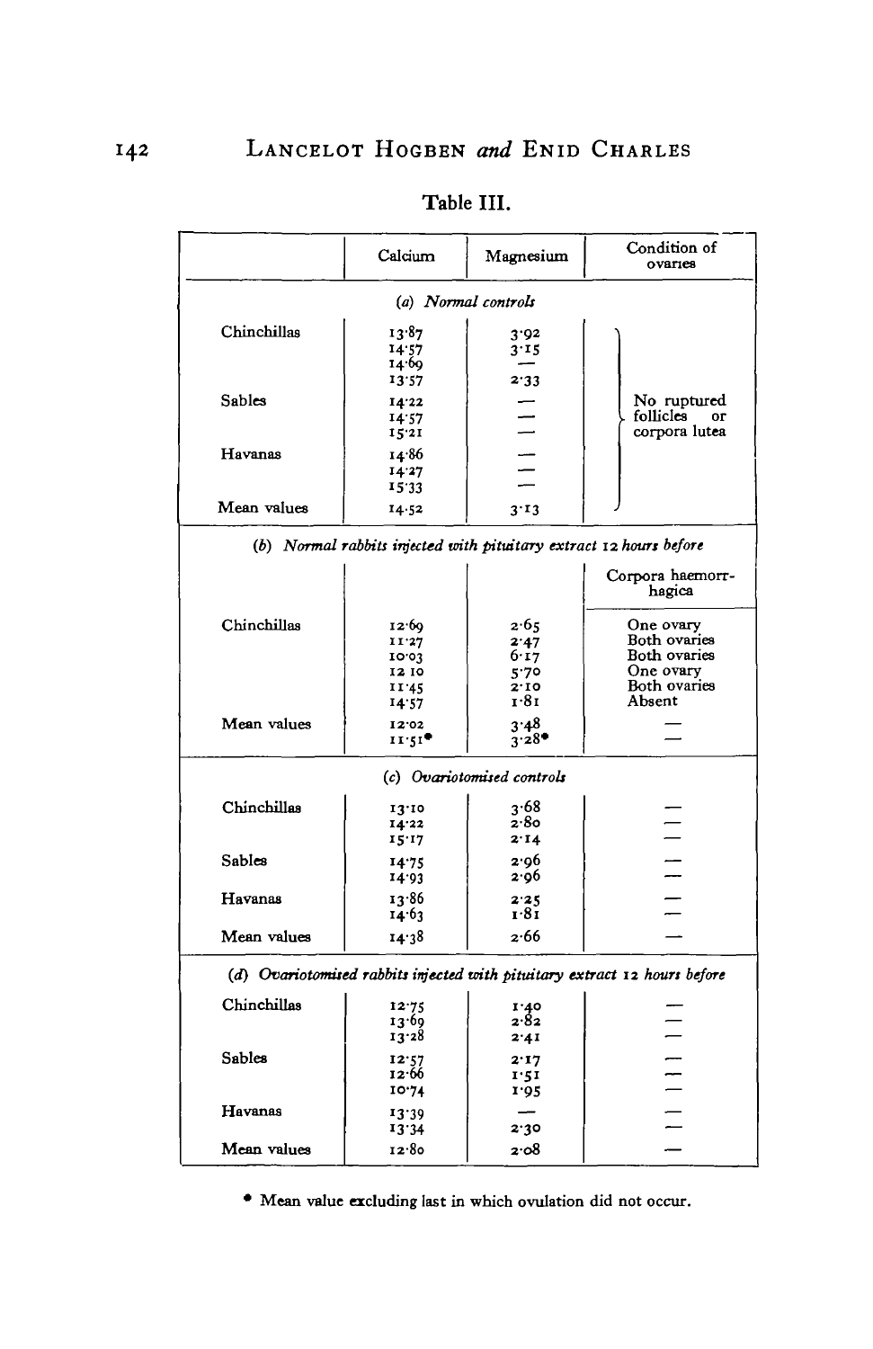## Table III.

| | Calcium | Magnesium | Condition of ovaries |
|---|---|---|---|
| | *(a) Normal controls* | | |
| Chinchillas | 13·87 | 3·92 | No ruptured follicles or corpora lutea |
| | 14·57 | 3·15 | |
| | 14·69 | — | |
| | 13·57 | 2·33 | |
| Sables | 14·22 | — | |
| | 14·57 | — | |
| | 15·21 | — | |
| Havanas | 14·86 | — | |
| | 14·27 | — | |
| | 15·33 | — | |
| Mean values | 14·52 | 3·13 | |
| | *(b) Normal rabbits injected with pituitary extract 12 hours before* | | |
| | | | Corpora haemorrhagica |
| Chinchillas | 12·69 | 2·65 | One ovary |
| | 11·27 | 2·47 | Both ovaries |
| | 10·03 | 6·17 | Both ovaries |
| | 12·10 | 5·70 | One ovary |
| | 11·45 | 2·10 | Both ovaries |
| | 14·57 | 1·81 | Absent |
| Mean values | 12·02 | 3·48 | — |
| | 11·51* | 3·28* | — |
| | *(c) Ovariotomised controls* | | |
| Chinchillas | 13·10 | 3·68 | — |
| | 14·22 | 2·80 | — |
| | 15·17 | 2·14 | — |
| Sables | 14·75 | 2·96 | — |
| | 14·93 | 2·96 | — |
| Havanas | 13·86 | 2·25 | — |
| | 14·63 | 1·81 | — |
| Mean values | 14·38 | 2·66 | — |
| | *(d) Ovariotomised rabbits injected with pituitary extract 12 hours before* | | |
| Chinchillas | 12·75 | 1·40 | — |
| | 13·69 | 2·82 | — |
| | 13·28 | 2·41 | — |
| Sables | 12·57 | 2·17 | — |
| | 12·66 | 1·51 | — |
| | 10·74 | 1·95 | — |
| Havanas | 13·39 | — | — |
| | 13·34 | 2·30 | — |
| Mean values | 12·80 | 2·08 | — |

\* Mean value excluding last in which ovulation did not occur.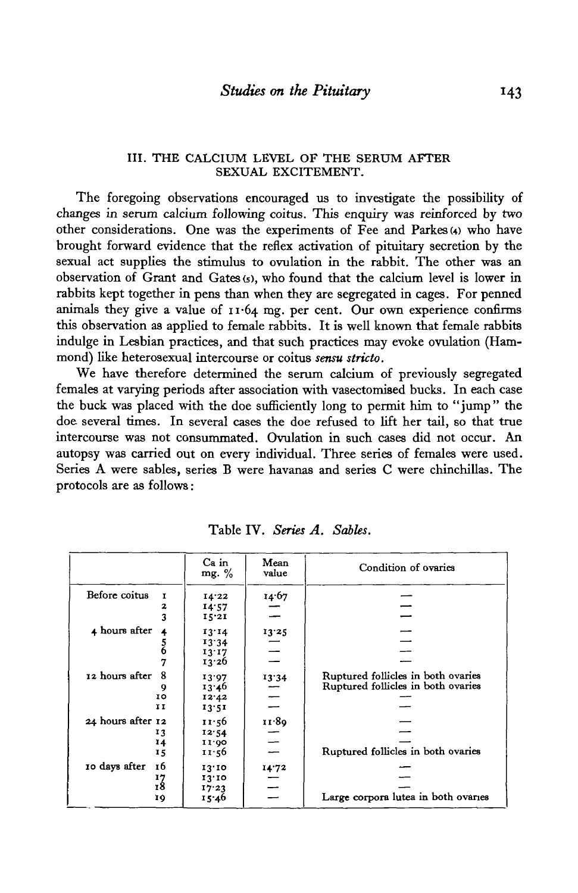## III. THE CALCIUM LEVEL OF THE SERUM AFTER SEXUAL EXCITEMENT.

The foregoing observations encouraged us to investigate the possibility of changes in serum calcium following coitus. This enquiry was reinforced by two other considerations. One was the experiments of Fee and Parkes (4) who have brought forward evidence that the reflex activation of pituitary secretion by the sexual act supplies the stimulus to ovulation in the rabbit. The other was an observation of Grant and Gates (5), who found that the calcium level is lower in rabbits kept together in pens than when they are segregated in cages. For penned animals they give a value of 11·64 mg. per cent. Our own experience confirms this observation as applied to female rabbits. It is well known that female rabbits indulge in Lesbian practices, and that such practices may evoke ovulation (Hammond) like heterosexual intercourse or coitus *sensu stricto*.

We have therefore determined the serum calcium of previously segregated females at varying periods after association with vasectomised bucks. In each case the buck was placed with the doe sufficiently long to permit him to "jump" the doe several times. In several cases the doe refused to lift her tail, so that true intercourse was not consummated. Ovulation in such cases did not occur. An autopsy was carried out on every individual. Three series of females were used. Series A were sables, series B were havanas and series C were chinchillas. The protocols are as follows:

Table IV. *Series A. Sables.*

| | | Ca in mg. % | Mean value | Condition of ovaries |
|---|---|---|---|---|
| Before coitus | 1 | 14·22 | 14·67 | — |
| | 2 | 14·57 | — | — |
| | 3 | 15·21 | — | — |
| 4 hours after | 4 | 13·14 | 13·25 | — |
| | 5 | 13·34 | — | — |
| | 6 | 13·17 | — | — |
| | 7 | 13·26 | — | — |
| 12 hours after | 8 | 13·97 | 13·34 | Ruptured follicles in both ovaries |
| | 9 | 13·46 | — | Ruptured follicles in both ovaries |
| | 10 | 12·42 | — | — |
| | 11 | 13·51 | — | — |
| 24 hours after | 12 | 11·56 | 11·89 | — |
| | 13 | 12·54 | — | — |
| | 14 | 11·90 | — | — |
| | 15 | 11·56 | — | Ruptured follicles in both ovaries |
| 10 days after | 16 | 13·10 | 14·72 | — |
| | 17 | 13·10 | — | — |
| | 18 | 17·23 | — | — |
| | 19 | 15·46 | — | Large corpora lutea in both ovaries |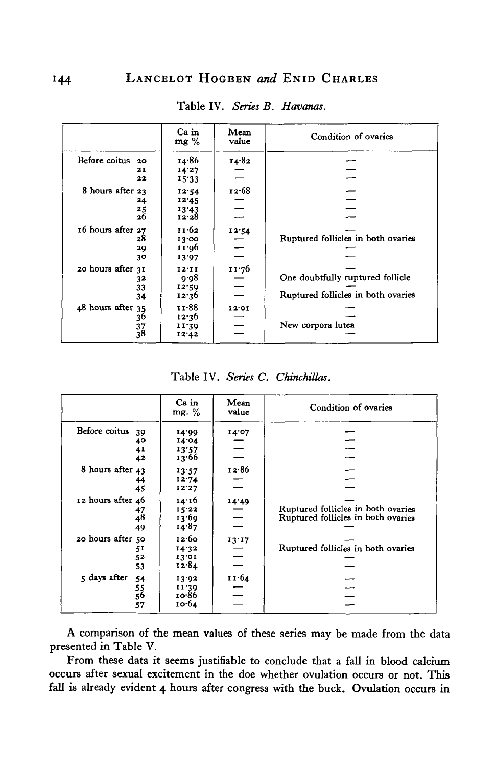Table IV. *Series B. Havanas.*

| | Ca in mg % | Mean value | Condition of ovaries |
|---|---|---|---|
| Before coitus 20 | 14·86 | 14·82 | — |
| 21 | 14·27 | — | — |
| 22 | 15·33 | — | — |
| 8 hours after 23 | 12·54 | 12·68 | — |
| 24 | 12·45 | — | — |
| 25 | 13·43 | — | — |
| 26 | 12·28 | — | — |
| 16 hours after 27 | 11·62 | 12·54 | — |
| 28 | 13·00 | — | Ruptured follicles in both ovaries |
| 29 | 11·96 | — | — |
| 30 | 13·97 | — | — |
| 20 hours after 31 | 12·11 | 11·76 | — |
| 32 | 9·98 | — | One doubtfully ruptured follicle |
| 33 | 12·59 | — | — |
| 34 | 12·36 | — | Ruptured follicles in both ovaries |
| 48 hours after 35 | 11·88 | 12·01 | — |
| 36 | 12·36 | — | — |
| 37 | 11·39 | — | New corpora lutea |
| 38 | 12·42 | — | — |

Table IV. *Series C. Chinchillas.*

| | Ca in mg. % | Mean value | Condition of ovaries |
|---|---|---|---|
| Before coitus 39 | 14·99 | 14·07 | — |
| 40 | 14·04 | — | — |
| 41 | 13·57 | — | — |
| 42 | 13·66 | — | — |
| 8 hours after 43 | 13·57 | 12·86 | — |
| 44 | 12·74 | — | — |
| 45 | 12·27 | — | — |
| 12 hours after 46 | 14·16 | 14·49 | — |
| 47 | 15·22 | — | Ruptured follicles in both ovaries |
| 48 | 13·69 | — | Ruptured follicles in both ovaries |
| 49 | 14·87 | — | — |
| 20 hours after 50 | 12·60 | 13·17 | — |
| 51 | 14·32 | — | Ruptured follicles in both ovaries |
| 52 | 13·01 | — | — |
| 53 | 12·84 | — | — |
| 5 days after 54 | 13·92 | 11·64 | — |
| 55 | 11·39 | — | — |
| 56 | 10·86 | — | — |
| 57 | 10·64 | — | — |

A comparison of the mean values of these series may be made from the data presented in Table V.

From these data it seems justifiable to conclude that a fall in blood calcium occurs after sexual excitement in the doe whether ovulation occurs or not. This fall is already evident 4 hours after congress with the buck. Ovulation occurs in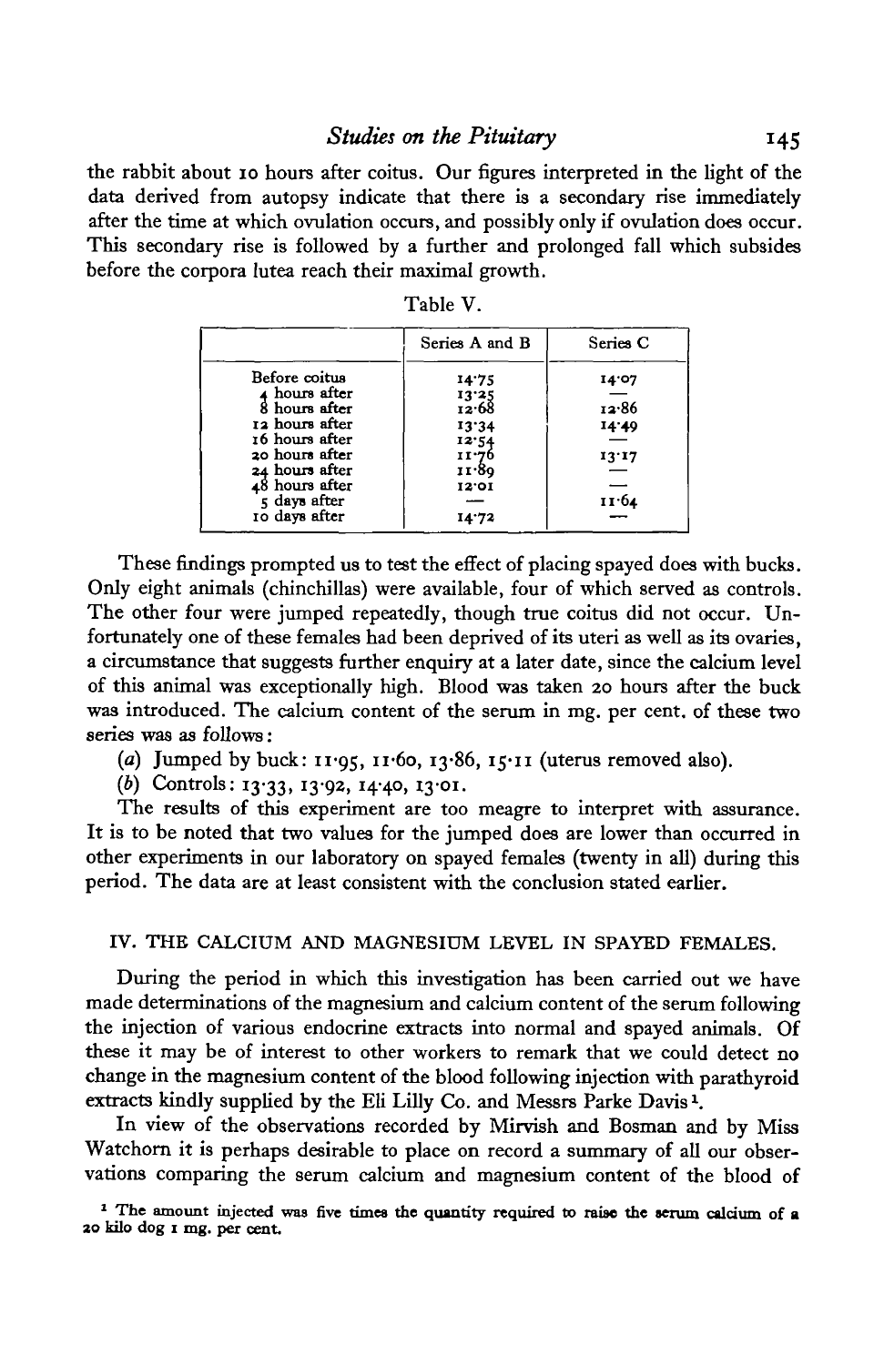the rabbit about 10 hours after coitus. Our figures interpreted in the light of the data derived from autopsy indicate that there is a secondary rise immediately after the time at which ovulation occurs, and possibly only if ovulation does occur. This secondary rise is followed by a further and prolonged fall which subsides before the corpora lutea reach their maximal growth.

Table V.

| | Series A and B | Series C |
|---|---|---|
| Before coitus | 14·75 | 14·07 |
| 4 hours after | 13·25 | — |
| 8 hours after | 12·68 | 12·86 |
| 12 hours after | 13·34 | 14·49 |
| 16 hours after | 12·54 | — |
| 20 hours after | 11·76 | 13·17 |
| 24 hours after | 11·89 | — |
| 48 hours after | 12·01 | — |
| 5 days after | — | 11·64 |
| 10 days after | 14·72 | — |

These findings prompted us to test the effect of placing spayed does with bucks. Only eight animals (chinchillas) were available, four of which served as controls. The other four were jumped repeatedly, though true coitus did not occur. Unfortunately one of these females had been deprived of its uteri as well as its ovaries, a circumstance that suggests further enquiry at a later date, since the calcium level of this animal was exceptionally high. Blood was taken 20 hours after the buck was introduced. The calcium content of the serum in mg. per cent. of these two series was as follows:

(*a*) Jumped by buck: 11·95, 11·60, 13·86, 15·11 (uterus removed also).

(*b*) Controls: 13·33, 13·92, 14·40, 13·01.

The results of this experiment are too meagre to interpret with assurance. It is to be noted that two values for the jumped does are lower than occurred in other experiments in our laboratory on spayed females (twenty in all) during this period. The data are at least consistent with the conclusion stated earlier.

## IV. THE CALCIUM AND MAGNESIUM LEVEL IN SPAYED FEMALES.

During the period in which this investigation has been carried out we have made determinations of the magnesium and calcium content of the serum following the injection of various endocrine extracts into normal and spayed animals. Of these it may be of interest to other workers to remark that we could detect no change in the magnesium content of the blood following injection with parathyroid extracts kindly supplied by the Eli Lilly Co. and Messrs Parke Davis[1].

In view of the observations recorded by Mirvish and Bosman and by Miss Watchorn it is perhaps desirable to place on record a summary of all our observations comparing the serum calcium and magnesium content of the blood of

[1] The amount injected was five times the quantity required to raise the serum calcium of a 20 kilo dog 1 mg. per cent.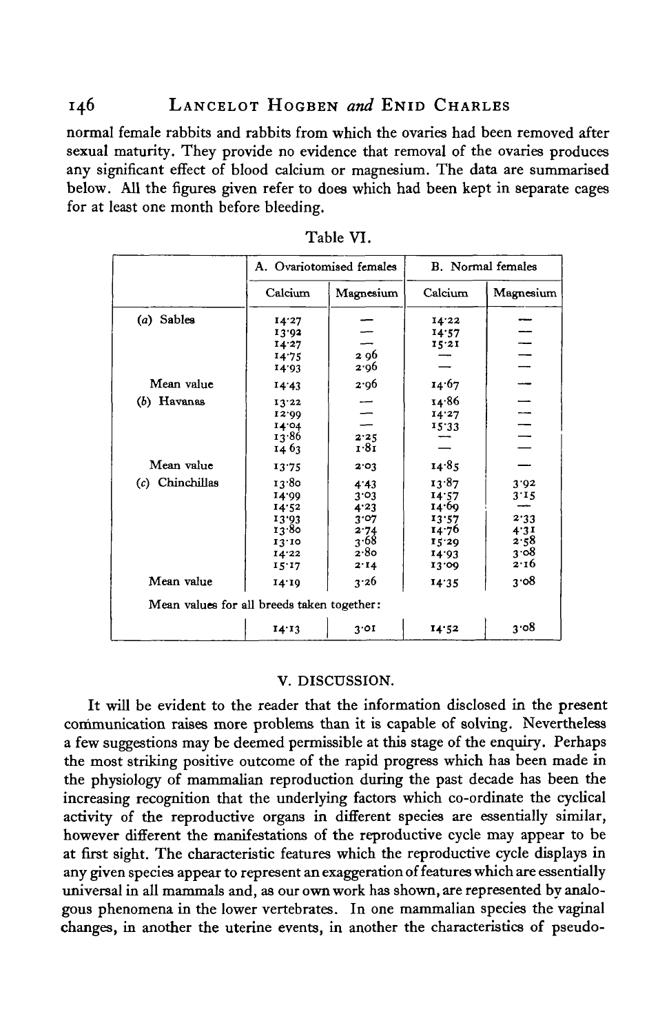normal female rabbits and rabbits from which the ovaries had been removed after sexual maturity. They provide no evidence that removal of the ovaries produces any significant effect of blood calcium or magnesium. The data are summarised below. All the figures given refer to does which had been kept in separate cages for at least one month before bleeding.

Table VI.

| | A. Ovariotomised females | | B. Normal females | |
|---|---|---|---|---|
| | Calcium | Magnesium | Calcium | Magnesium |
| (a) Sables | 14·27 | — | 14·22 | — |
| | 13·92 | — | 14·57 | — |
| | 14·27 | — | 15·21 | — |
| | 14·75 | 2·96 | — | — |
| | 14·93 | 2·96 | — | — |
| Mean value | 14·43 | 2·96 | 14·67 | — |
| (b) Havanas | 13·22 | — | 14·86 | — |
| | 12·99 | — | 14·27 | — |
| | 14·04 | — | 15·33 | — |
| | 13·86 | 2·25 | — | — |
| | 14·63 | 1·81 | — | — |
| Mean value | 13·75 | 2·03 | 14·85 | — |
| (c) Chinchillas | 13·80 | 4·43 | 13·87 | 3·92 |
| | 14·99 | 3·03 | 14·57 | 3·15 |
| | 14·52 | 4·23 | 14·69 | — |
| | 13·93 | 3·07 | 13·57 | 2·33 |
| | 13·80 | 2·74 | 14·76 | 4·31 |
| | 13·10 | 3·68 | 15·29 | 2·58 |
| | 14·22 | 2·80 | 14·93 | 3·08 |
| | 15·17 | 2·14 | 13·09 | 2·16 |
| Mean value | 14·19 | 3·26 | 14·35 | 3·08 |
| Mean values for all breeds taken together: | | | | |
| | 14·13 | 3·01 | 14·52 | 3·08 |

## V. DISCUSSION.

It will be evident to the reader that the information disclosed in the present communication raises more problems than it is capable of solving. Nevertheless a few suggestions may be deemed permissible at this stage of the enquiry. Perhaps the most striking positive outcome of the rapid progress which has been made in the physiology of mammalian reproduction during the past decade has been the increasing recognition that the underlying factors which co-ordinate the cyclical activity of the reproductive organs in different species are essentially similar, however different the manifestations of the reproductive cycle may appear to be at first sight. The characteristic features which the reproductive cycle displays in any given species appear to represent an exaggeration of features which are essentially universal in all mammals and, as our own work has shown, are represented by analogous phenomena in the lower vertebrates. In one mammalian species the vaginal changes, in another the uterine events, in another the characteristics of pseudo-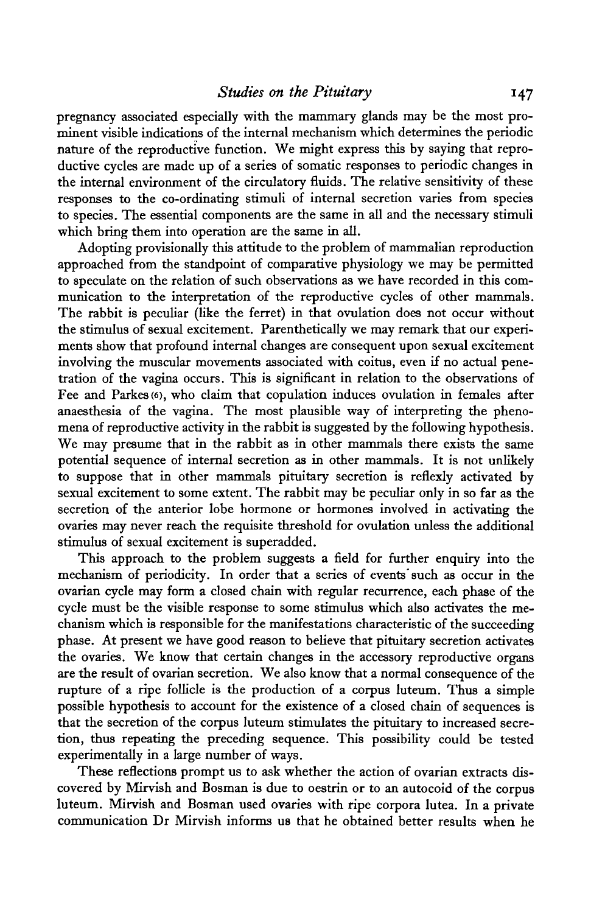pregnancy associated especially with the mammary glands may be the most prominent visible indications of the internal mechanism which determines the periodic nature of the reproductive function. We might express this by saying that reproductive cycles are made up of a series of somatic responses to periodic changes in the internal environment of the circulatory fluids. The relative sensitivity of these responses to the co-ordinating stimuli of internal secretion varies from species to species. The essential components are the same in all and the necessary stimuli which bring them into operation are the same in all.

Adopting provisionally this attitude to the problem of mammalian reproduction approached from the standpoint of comparative physiology we may be permitted to speculate on the relation of such observations as we have recorded in this communication to the interpretation of the reproductive cycles of other mammals. The rabbit is peculiar (like the ferret) in that ovulation does not occur without the stimulus of sexual excitement. Parenthetically we may remark that our experiments show that profound internal changes are consequent upon sexual excitement involving the muscular movements associated with coitus, even if no actual penetration of the vagina occurs. This is significant in relation to the observations of Fee and Parkes (6), who claim that copulation induces ovulation in females after anaesthesia of the vagina. The most plausible way of interpreting the phenomena of reproductive activity in the rabbit is suggested by the following hypothesis. We may presume that in the rabbit as in other mammals there exists the same potential sequence of internal secretion as in other mammals. It is not unlikely to suppose that in other mammals pituitary secretion is reflexly activated by sexual excitement to some extent. The rabbit may be peculiar only in so far as the secretion of the anterior lobe hormone or hormones involved in activating the ovaries may never reach the requisite threshold for ovulation unless the additional stimulus of sexual excitement is superadded.

This approach to the problem suggests a field for further enquiry into the mechanism of periodicity. In order that a series of events such as occur in the ovarian cycle may form a closed chain with regular recurrence, each phase of the cycle must be the visible response to some stimulus which also activates the mechanism which is responsible for the manifestations characteristic of the succeeding phase. At present we have good reason to believe that pituitary secretion activates the ovaries. We know that certain changes in the accessory reproductive organs are the result of ovarian secretion. We also know that a normal consequence of the rupture of a ripe follicle is the production of a corpus luteum. Thus a simple possible hypothesis to account for the existence of a closed chain of sequences is that the secretion of the corpus luteum stimulates the pituitary to increased secretion, thus repeating the preceding sequence. This possibility could be tested experimentally in a large number of ways.

These reflections prompt us to ask whether the action of ovarian extracts discovered by Mirvish and Bosman is due to oestrin or to an autocoid of the corpus luteum. Mirvish and Bosman used ovaries with ripe corpora lutea. In a private communication Dr Mirvish informs us that he obtained better results when he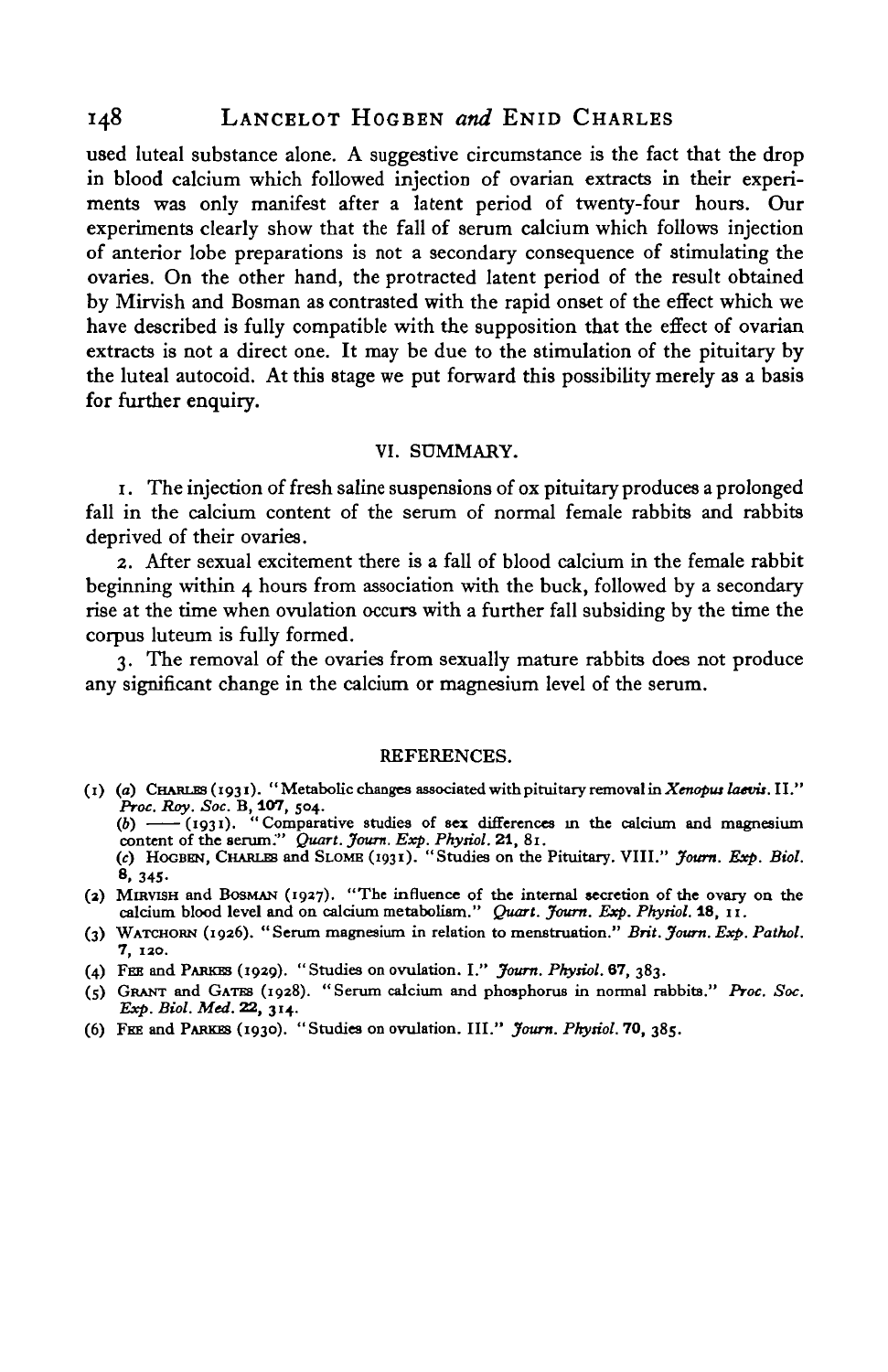used luteal substance alone. A suggestive circumstance is the fact that the drop in blood calcium which followed injection of ovarian extracts in their experiments was only manifest after a latent period of twenty-four hours. Our experiments clearly show that the fall of serum calcium which follows injection of anterior lobe preparations is not a secondary consequence of stimulating the ovaries. On the other hand, the protracted latent period of the result obtained by Mirvish and Bosman as contrasted with the rapid onset of the effect which we have described is fully compatible with the supposition that the effect of ovarian extracts is not a direct one. It may be due to the stimulation of the pituitary by the luteal autocoid. At this stage we put forward this possibility merely as a basis for further enquiry.

## VI. SUMMARY.

1. The injection of fresh saline suspensions of ox pituitary produces a prolonged fall in the calcium content of the serum of normal female rabbits and rabbits deprived of their ovaries.

2. After sexual excitement there is a fall of blood calcium in the female rabbit beginning within 4 hours from association with the buck, followed by a secondary rise at the time when ovulation occurs with a further fall subsiding by the time the corpus luteum is fully formed.

3. The removal of the ovaries from sexually mature rabbits does not produce any significant change in the calcium or magnesium level of the serum.

## REFERENCES.

(1) (*a*) CHARLES (1931). "Metabolic changes associated with pituitary removal in *Xenopus laevis*. II." *Proc. Roy. Soc.* B, **107**, 504.
(*b*) —— (1931). "Comparative studies of sex differences in the calcium and magnesium content of the serum." *Quart. Journ. Exp. Physiol.* **21**, 81.
(*c*) HOGBEN, CHARLES and SLOME (1931). "Studies on the Pituitary. VIII." *Journ. Exp. Biol.* **8**, 345.

(2) MIRVISH and BOSMAN (1927). "The influence of the internal secretion of the ovary on the calcium blood level and on calcium metabolism." *Quart. Journ. Exp. Physiol.* **18**, 11.

(3) WATCHORN (1926). "Serum magnesium in relation to menstruation." *Brit. Journ. Exp. Pathol.* **7**, 120.

(4) FEE and PARKES (1929). "Studies on ovulation. I." *Journ. Physiol.* **67**, 383.

(5) GRANT and GATES (1928). "Serum calcium and phosphorus in normal rabbits." *Proc. Soc. Exp. Biol. Med.* **22**, 314.

(6) FEE and PARKES (1930). "Studies on ovulation. III." *Journ. Physiol.* **70**, 385.